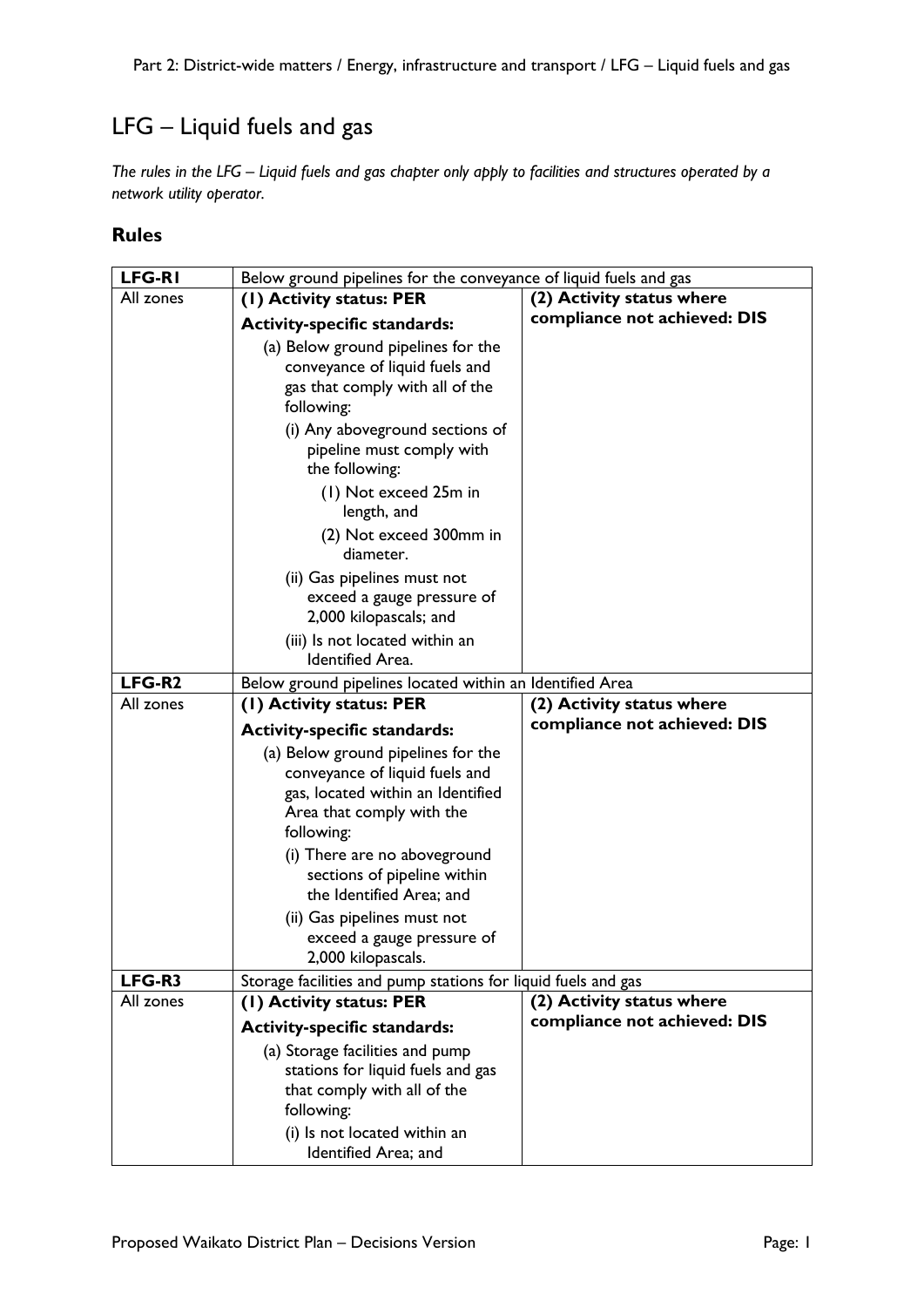# LFG – Liquid fuels and gas

*The rules in the LFG – Liquid fuels and gas chapter only apply to facilities and structures operated by a network utility operator.*

## Rules

| **LFG-R1** | Below ground pipelines for the conveyance of liquid fuels and gas | |
|---|---|---|
| All zones | **(1) Activity status: PER**<br><br>**Activity-specific standards:**<br><br>(a) Below ground pipelines for the conveyance of liquid fuels and gas that comply with all of the following:<br><br>(i) Any aboveground sections of pipeline must comply with the following:<br><br>(1) Not exceed 25m in length, and<br><br>(2) Not exceed 300mm in diameter.<br><br>(ii) Gas pipelines must not exceed a gauge pressure of 2,000 kilopascals; and<br><br>(iii) Is not located within an Identified Area. | **(2) Activity status where compliance not achieved: DIS** |
| **LFG-R2** | Below ground pipelines located within an Identified Area | |
| All zones | **(1) Activity status: PER**<br><br>**Activity-specific standards:**<br><br>(a) Below ground pipelines for the conveyance of liquid fuels and gas, located within an Identified Area that comply with the following:<br><br>(i) There are no aboveground sections of pipeline within the Identified Area; and<br><br>(ii) Gas pipelines must not exceed a gauge pressure of 2,000 kilopascals. | **(2) Activity status where compliance not achieved: DIS** |
| **LFG-R3** | Storage facilities and pump stations for liquid fuels and gas | |
| All zones | **(1) Activity status: PER**<br><br>**Activity-specific standards:**<br><br>(a) Storage facilities and pump stations for liquid fuels and gas that comply with all of the following:<br><br>(i) Is not located within an Identified Area; and | **(2) Activity status where compliance not achieved: DIS** |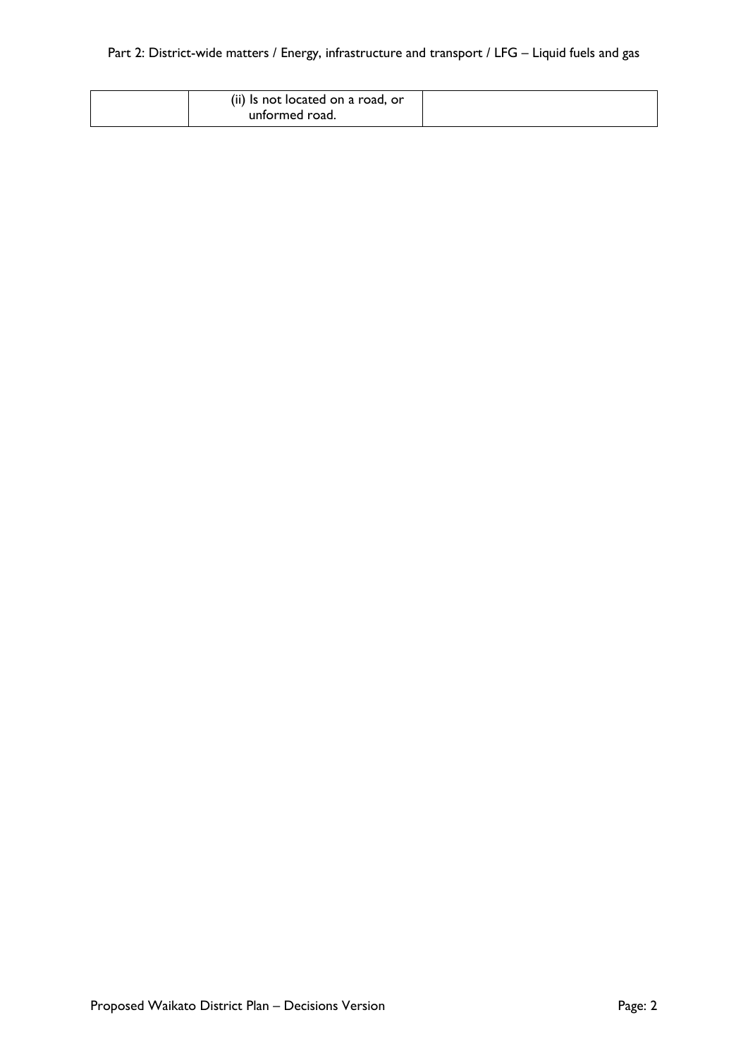| | | |
|---|---|---|
| | (ii) Is not located on a road, or unformed road. | |